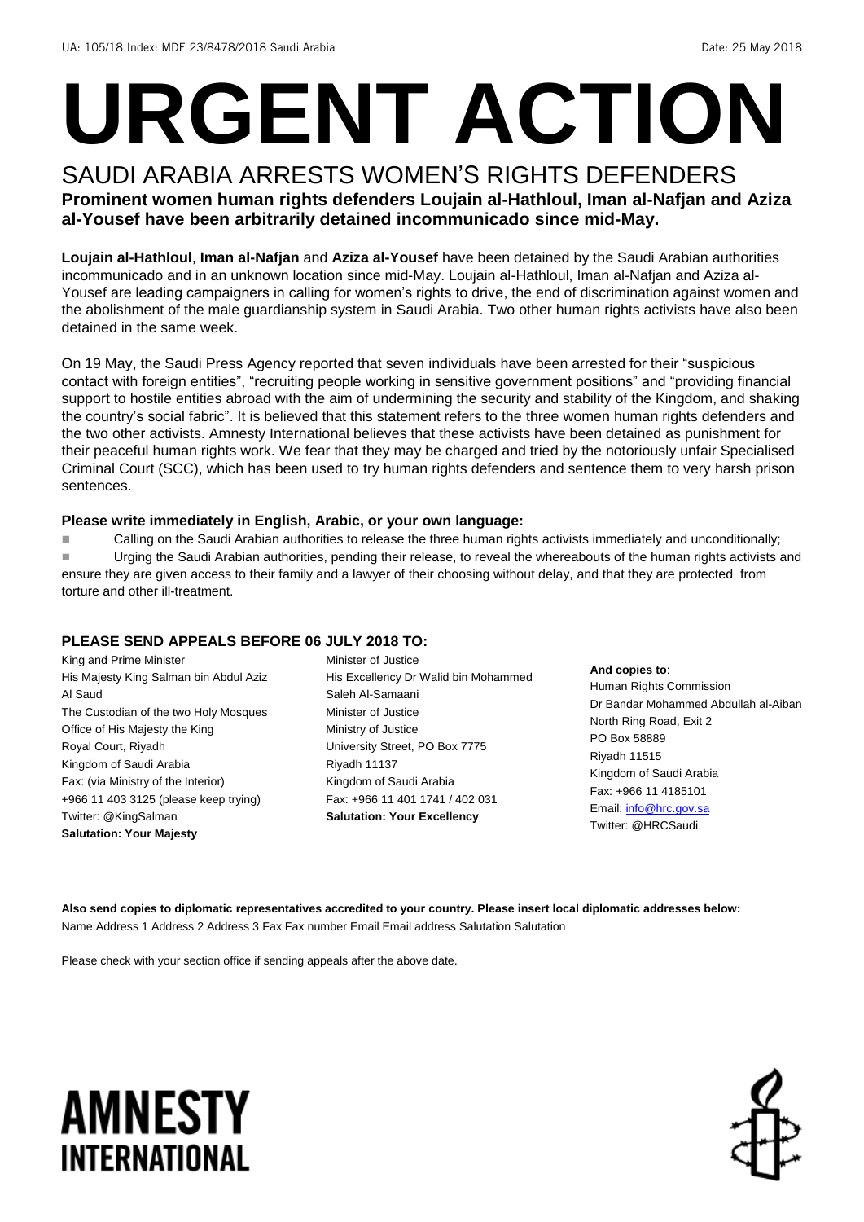UA: 105/18 Index: MDE 23/8478/2018 Saudi Arabia Date: 25 May 2018

# URGENT ACTION

## SAUDI ARABIA ARRESTS WOMEN'S RIGHTS DEFENDERS

**Prominent women human rights defenders Loujain al-Hathloul, Iman al-Nafjan and Aziza al-Yousef have been arbitrarily detained incommunicado since mid-May.**

**Loujain al-Hathloul**, **Iman al-Nafjan** and **Aziza al-Yousef** have been detained by the Saudi Arabian authorities incommunicado and in an unknown location since mid-May. Loujain al-Hathloul, Iman al-Nafjan and Aziza al-Yousef are leading campaigners in calling for women's rights to drive, the end of discrimination against women and the abolishment of the male guardianship system in Saudi Arabia. Two other human rights activists have also been detained in the same week.

On 19 May, the Saudi Press Agency reported that seven individuals have been arrested for their "suspicious contact with foreign entities", "recruiting people working in sensitive government positions" and "providing financial support to hostile entities abroad with the aim of undermining the security and stability of the Kingdom, and shaking the country's social fabric". It is believed that this statement refers to the three women human rights defenders and the two other activists. Amnesty International believes that these activists have been detained as punishment for their peaceful human rights work. We fear that they may be charged and tried by the notoriously unfair Specialised Criminal Court (SCC), which has been used to try human rights defenders and sentence them to very harsh prison sentences.

**Please write immediately in English, Arabic, or your own language:**

- Calling on the Saudi Arabian authorities to release the three human rights activists immediately and unconditionally;
- Urging the Saudi Arabian authorities, pending their release, to reveal the whereabouts of the human rights activists and ensure they are given access to their family and a lawyer of their choosing without delay, and that they are protected from torture and other ill-treatment.

**PLEASE SEND APPEALS BEFORE 06 JULY 2018 TO:**

King and Prime Minister
His Majesty King Salman bin Abdul Aziz Al Saud
The Custodian of the two Holy Mosques
Office of His Majesty the King
Royal Court, Riyadh
Kingdom of Saudi Arabia
Fax: (via Ministry of the Interior)
+966 11 403 3125 (please keep trying)
Twitter: @KingSalman
**Salutation: Your Majesty**

Minister of Justice
His Excellency Dr Walid bin Mohammed Saleh Al-Samaani
Minister of Justice
Ministry of Justice
University Street, PO Box 7775
Riyadh 11137
Kingdom of Saudi Arabia
Fax: +966 11 401 1741 / 402 031
**Salutation: Your Excellency**

**And copies to**:
Human Rights Commission
Dr Bandar Mohammed Abdullah al-Aiban
North Ring Road, Exit 2
PO Box 58889
Riyadh 11515
Kingdom of Saudi Arabia
Fax: +966 11 4185101
Email: info@hrc.gov.sa
Twitter: @HRCSaudi

**Also send copies to diplomatic representatives accredited to your country. Please insert local diplomatic addresses below:**
Name Address 1 Address 2 Address 3 Fax Fax number Email Email address Salutation Salutation

Please check with your section office if sending appeals after the above date.

AMNESTY INTERNATIONAL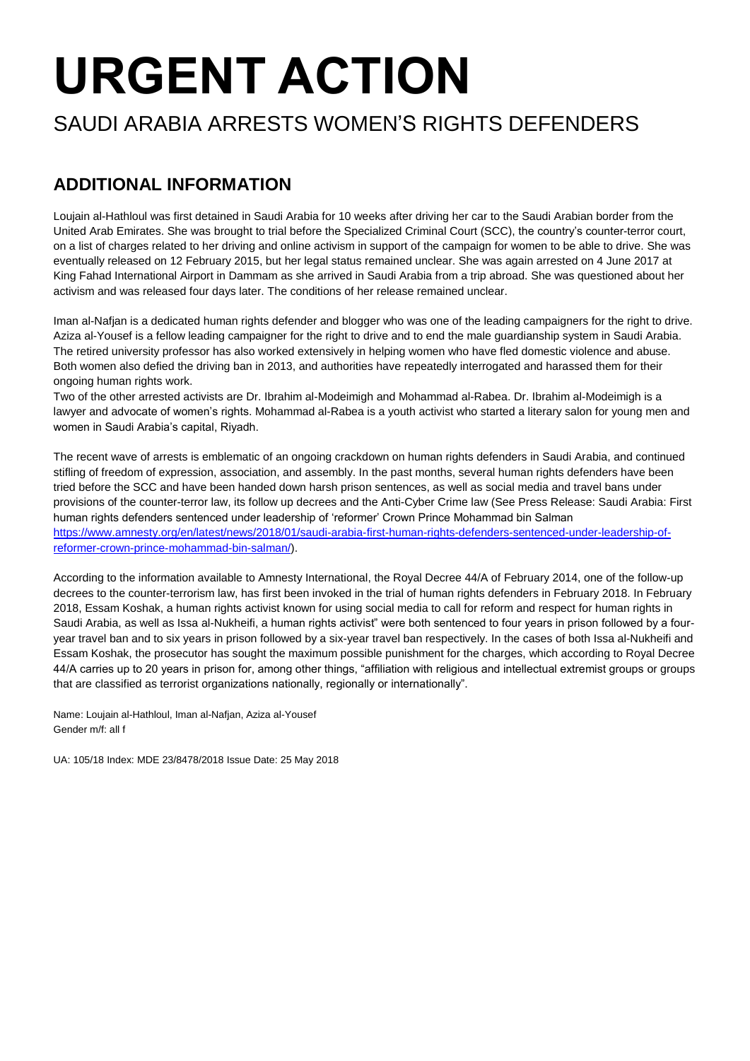# URGENT ACTION

## SAUDI ARABIA ARRESTS WOMEN'S RIGHTS DEFENDERS

### ADDITIONAL INFORMATION

Loujain al-Hathloul was first detained in Saudi Arabia for 10 weeks after driving her car to the Saudi Arabian border from the United Arab Emirates. She was brought to trial before the Specialized Criminal Court (SCC), the country's counter-terror court, on a list of charges related to her driving and online activism in support of the campaign for women to be able to drive. She was eventually released on 12 February 2015, but her legal status remained unclear. She was again arrested on 4 June 2017 at King Fahad International Airport in Dammam as she arrived in Saudi Arabia from a trip abroad. She was questioned about her activism and was released four days later. The conditions of her release remained unclear.

Iman al-Nafjan is a dedicated human rights defender and blogger who was one of the leading campaigners for the right to drive. Aziza al-Yousef is a fellow leading campaigner for the right to drive and to end the male guardianship system in Saudi Arabia. The retired university professor has also worked extensively in helping women who have fled domestic violence and abuse. Both women also defied the driving ban in 2013, and authorities have repeatedly interrogated and harassed them for their ongoing human rights work.
Two of the other arrested activists are Dr. Ibrahim al-Modeimigh and Mohammad al-Rabea. Dr. Ibrahim al-Modeimigh is a lawyer and advocate of women's rights. Mohammad al-Rabea is a youth activist who started a literary salon for young men and women in Saudi Arabia's capital, Riyadh.

The recent wave of arrests is emblematic of an ongoing crackdown on human rights defenders in Saudi Arabia, and continued stifling of freedom of expression, association, and assembly. In the past months, several human rights defenders have been tried before the SCC and have been handed down harsh prison sentences, as well as social media and travel bans under provisions of the counter-terror law, its follow up decrees and the Anti-Cyber Crime law (See Press Release: Saudi Arabia: First human rights defenders sentenced under leadership of 'reformer' Crown Prince Mohammad bin Salman [https://www.amnesty.org/en/latest/news/2018/01/saudi-arabia-first-human-rights-defenders-sentenced-under-leadership-of-reformer-crown-prince-mohammad-bin-salman/](https://www.amnesty.org/en/latest/news/2018/01/saudi-arabia-first-human-rights-defenders-sentenced-under-leadership-of-reformer-crown-prince-mohammad-bin-salman/)).

According to the information available to Amnesty International, the Royal Decree 44/A of February 2014, one of the follow-up decrees to the counter-terrorism law, has first been invoked in the trial of human rights defenders in February 2018. In February 2018, Essam Koshak, a human rights activist known for using social media to call for reform and respect for human rights in Saudi Arabia, as well as Issa al-Nukheifi, a human rights activist" were both sentenced to four years in prison followed by a four-year travel ban and to six years in prison followed by a six-year travel ban respectively. In the cases of both Issa al-Nukheifi and Essam Koshak, the prosecutor has sought the maximum possible punishment for the charges, which according to Royal Decree 44/A carries up to 20 years in prison for, among other things, "affiliation with religious and intellectual extremist groups or groups that are classified as terrorist organizations nationally, regionally or internationally".

Name: Loujain al-Hathloul, Iman al-Nafjan, Aziza al-Yousef
Gender m/f: all f

UA: 105/18 Index: MDE 23/8478/2018 Issue Date: 25 May 2018